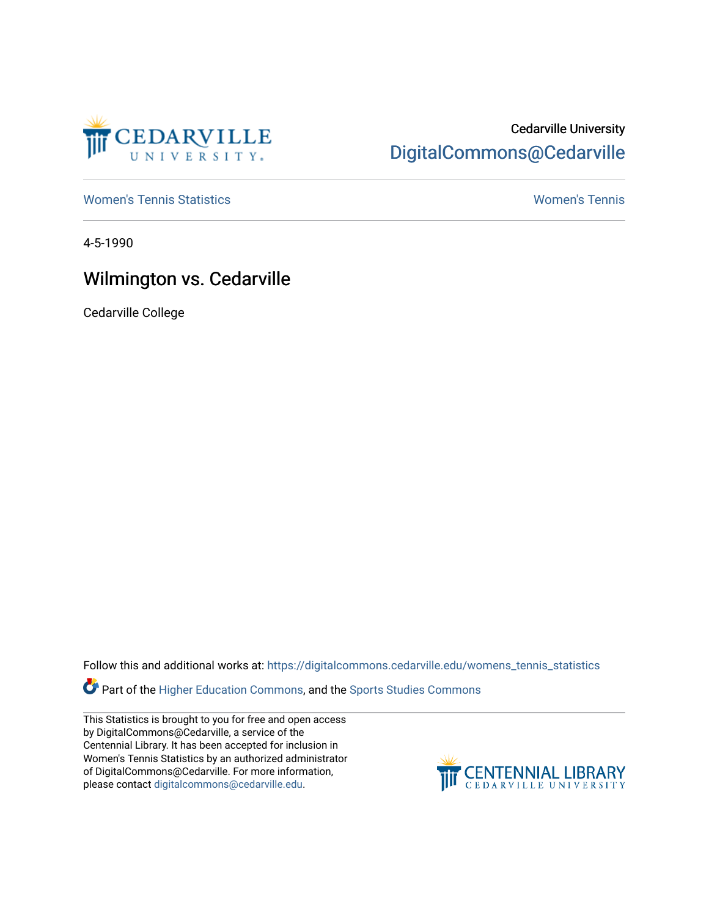Cedarville University

DigitalCommons@Cedarville

Women's Tennis Statistics

Women's Tennis

4-5-1990

# Wilmington vs. Cedarville

Cedarville College

Follow this and additional works at: https://digitalcommons.cedarville.edu/womens_tennis_statistics

Part of the Higher Education Commons, and the Sports Studies Commons

This Statistics is brought to you for free and open access by DigitalCommons@Cedarville, a service of the Centennial Library. It has been accepted for inclusion in Women's Tennis Statistics by an authorized administrator of DigitalCommons@Cedarville. For more information, please contact digitalcommons@cedarville.edu.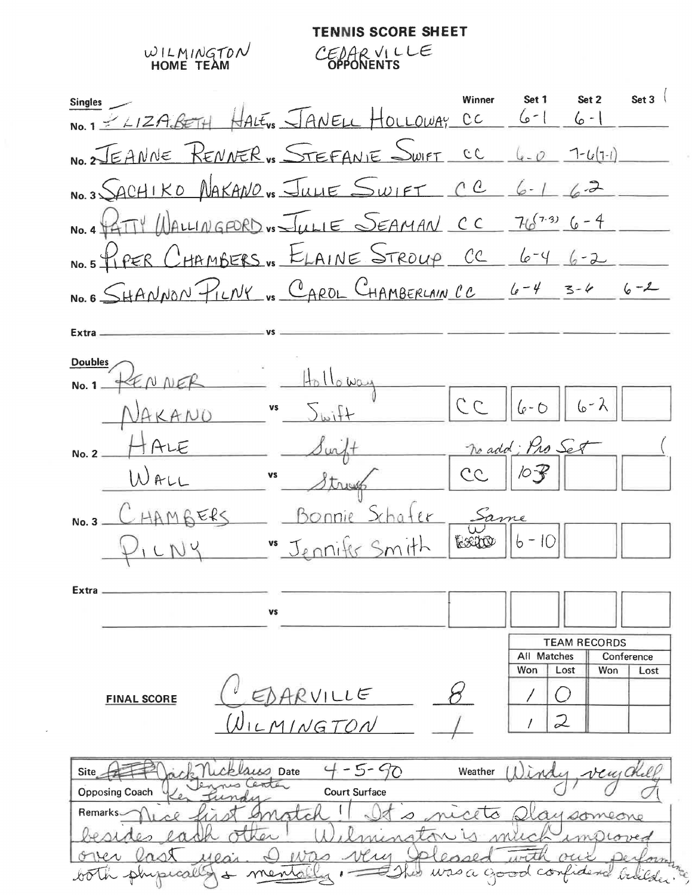# TENNIS SCORE SHEET

WILMINGTON
HOME TEAM

CEDARVILLE
OPPONENTS

| Singles | | | Winner | Set 1 | Set 2 | Set 3 |
|---|---|---|---|---|---|---|
| No. 1 | ELIZABETH HALE | vs JANELL HOLLOWAY | CC | 6-1 | 6-1 | |
| No. 2 | JEANNE RENNER | vs STEFANIE SWIFT | CC | 6-0 | 7-6(7-1) | |
| No. 3 | SACHIKO NAKANO | vs JULIE SWIFT | CC | 6-1 | 6-2 | |
| No. 4 | PATTY WALLINGFORD | vs JULIE SEAMAN | CC | 7-6(7-3) | 6-4 | |
| No. 5 | PIPER CHAMBERS | vs ELAINE STROUP | CC | 6-4 | 6-2 | |
| No. 6 | SHANNON PILNY | vs CAROL CHAMBERLAIN | CC | 6-4 | 3-6 | 6-2 |
| Extra | | vs | | | | |

| Doubles | | | Winner | Set 1 | Set 2 | Set 3 |
|---|---|---|---|---|---|---|
| No. 1 | RENNER / NAKANO | vs Holloway / Swift | CC | 6-0 | 6-2 | |
| No. 2 | HALE / WALL | vs Swift / Stroup | CC (No add; Pro Set) | 10-3 | | |
| No. 3 | CHAMBERS / PILNY | vs Bonnie Schafer / Jennifer Smith | W (Same) | 6-10 | | |
| Extra | | vs | | | | |

**FINAL SCORE**

| | | TEAM RECORDS | | | |
|---|---|---|---|---|---|
| | | All Matches | | Conference | |
| | | Won | Lost | Won | Lost |
| CEDARVILLE | 8 | 1 | 0 | | |
| WILMINGTON | 1 | 1 | 2 | | |

Site: ~~ATP~~ Jack Nicklaus Tennis Center Date: 4-5-90 Weather: Windy, very chilly

Opposing Coach: Ken Lundy Court Surface:

Remarks: Nice first match! It's nice to play someone besides each other! Wilmington is much improved over last year. I was very pleased with our performance both physically & mentally. This was a good confidence builder.